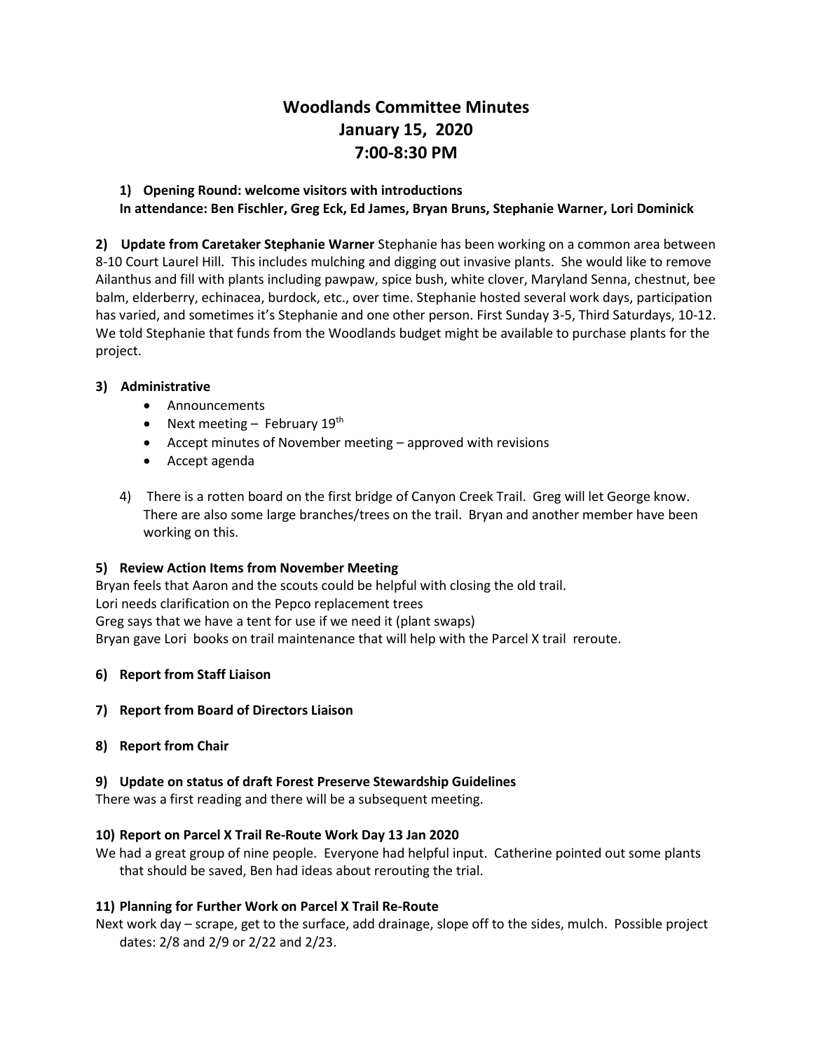# Woodlands Committee Minutes
# January 15, 2020
# 7:00-8:30 PM

**1) Opening Round: welcome visitors with introductions**
**In attendance: Ben Fischler, Greg Eck, Ed James, Bryan Bruns, Stephanie Warner, Lori Dominick**

**2) Update from Caretaker Stephanie Warner** Stephanie has been working on a common area between 8-10 Court Laurel Hill. This includes mulching and digging out invasive plants. She would like to remove Ailanthus and fill with plants including pawpaw, spice bush, white clover, Maryland Senna, chestnut, bee balm, elderberry, echinacea, burdock, etc., over time. Stephanie hosted several work days, participation has varied, and sometimes it's Stephanie and one other person. First Sunday 3-5, Third Saturdays, 10-12. We told Stephanie that funds from the Woodlands budget might be available to purchase plants for the project.

**3) Administrative**

- Announcements
- Next meeting – February 19th
- Accept minutes of November meeting – approved with revisions
- Accept agenda

4) There is a rotten board on the first bridge of Canyon Creek Trail. Greg will let George know. There are also some large branches/trees on the trail. Bryan and another member have been working on this.

**5) Review Action Items from November Meeting**

Bryan feels that Aaron and the scouts could be helpful with closing the old trail.
Lori needs clarification on the Pepco replacement trees
Greg says that we have a tent for use if we need it (plant swaps)
Bryan gave Lori books on trail maintenance that will help with the Parcel X trail reroute.

**6) Report from Staff Liaison**

**7) Report from Board of Directors Liaison**

**8) Report from Chair**

**9) Update on status of draft Forest Preserve Stewardship Guidelines**

There was a first reading and there will be a subsequent meeting.

**10) Report on Parcel X Trail Re-Route Work Day 13 Jan 2020**

We had a great group of nine people. Everyone had helpful input. Catherine pointed out some plants that should be saved, Ben had ideas about rerouting the trial.

**11) Planning for Further Work on Parcel X Trail Re-Route**

Next work day – scrape, get to the surface, add drainage, slope off to the sides, mulch. Possible project dates: 2/8 and 2/9 or 2/22 and 2/23.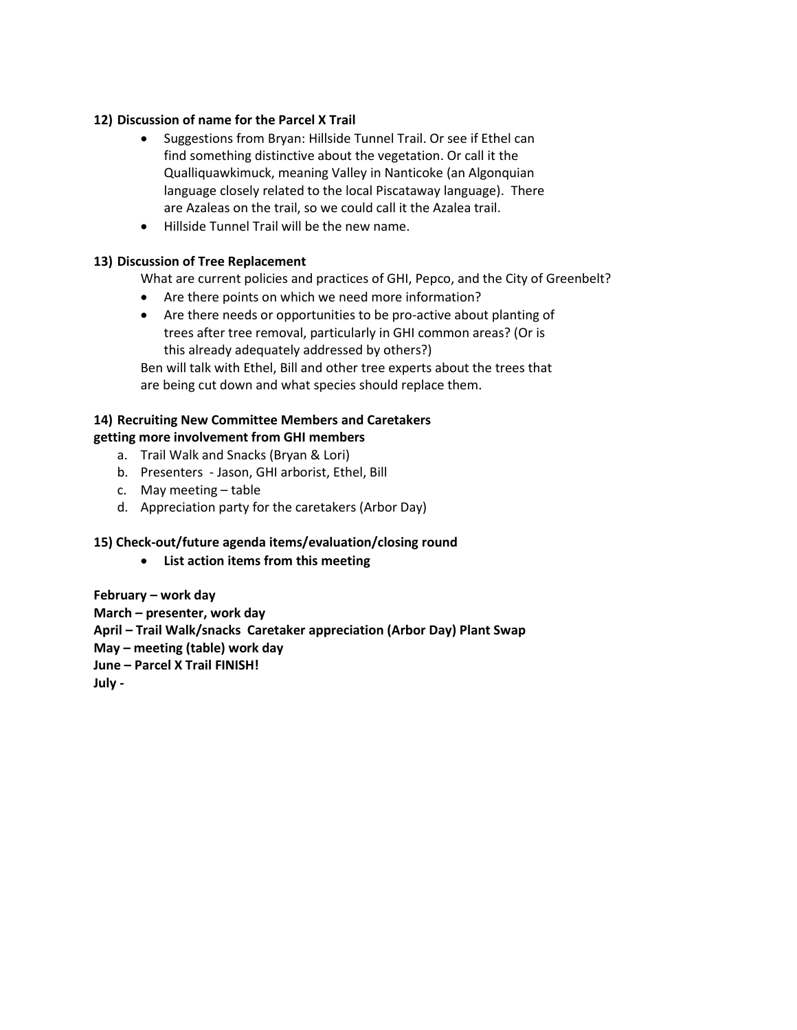**12) Discussion of name for the Parcel X Trail**

- Suggestions from Bryan: Hillside Tunnel Trail. Or see if Ethel can find something distinctive about the vegetation. Or call it the Qualliquawkimuck, meaning Valley in Nanticoke (an Algonquian language closely related to the local Piscataway language). There are Azaleas on the trail, so we could call it the Azalea trail.
- Hillside Tunnel Trail will be the new name.

**13) Discussion of Tree Replacement**

What are current policies and practices of GHI, Pepco, and the City of Greenbelt?

- Are there points on which we need more information?
- Are there needs or opportunities to be pro-active about planting of trees after tree removal, particularly in GHI common areas? (Or is this already adequately addressed by others?)

Ben will talk with Ethel, Bill and other tree experts about the trees that are being cut down and what species should replace them.

**14) Recruiting New Committee Members and Caretakers getting more involvement from GHI members**

a. Trail Walk and Snacks (Bryan & Lori)
b. Presenters - Jason, GHI arborist, Ethel, Bill
c. May meeting – table
d. Appreciation party for the caretakers (Arbor Day)

**15) Check-out/future agenda items/evaluation/closing round**

- **List action items from this meeting**

**February – work day**
**March – presenter, work day**
**April – Trail Walk/snacks Caretaker appreciation (Arbor Day) Plant Swap**
**May – meeting (table) work day**
**June – Parcel X Trail FINISH!**
**July -**